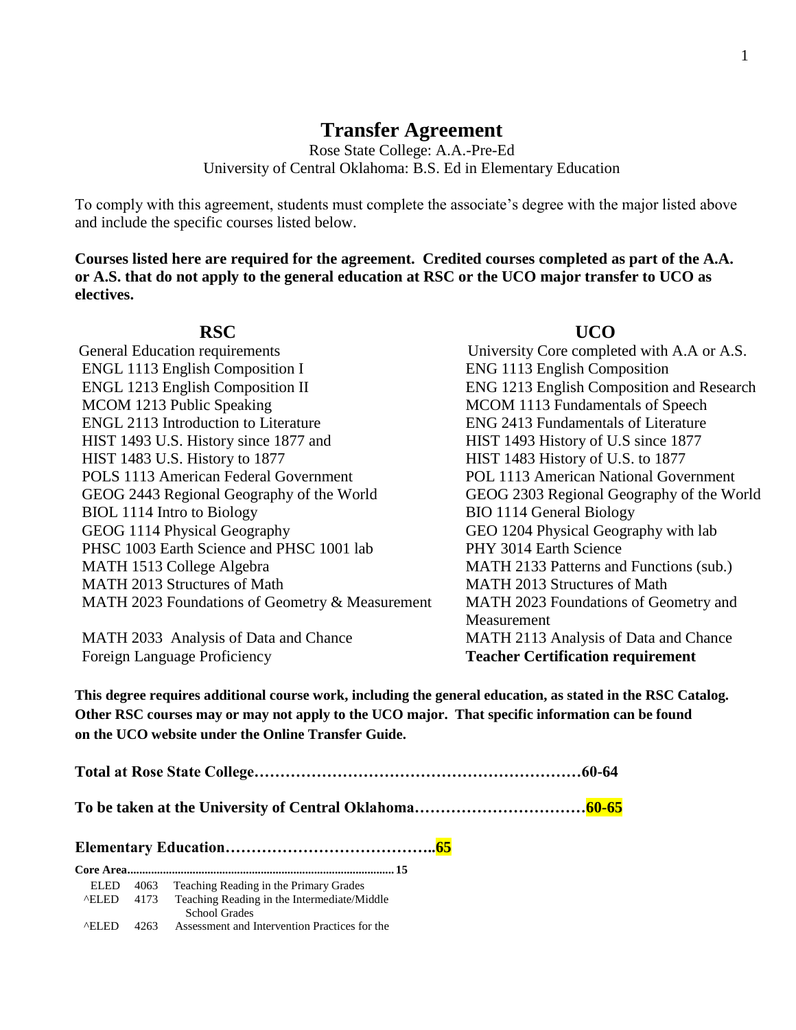# Transfer Agreement

Rose State College: A.A.-Pre-Ed
University of Central Oklahoma: B.S. Ed in Elementary Education

To comply with this agreement, students must complete the associate's degree with the major listed above and include the specific courses listed below.

**Courses listed here are required for the agreement. Credited courses completed as part of the A.A. or A.S. that do not apply to the general education at RSC or the UCO major transfer to UCO as electives.**

| RSC | UCO |
|---|---|
| General Education requirements | University Core completed with A.A or A.S. |
| ENGL 1113 English Composition I | ENG 1113 English Composition |
| ENGL 1213 English Composition II | ENG 1213 English Composition and Research |
| MCOM 1213 Public Speaking | MCOM 1113 Fundamentals of Speech |
| ENGL 2113 Introduction to Literature | ENG 2413 Fundamentals of Literature |
| HIST 1493 U.S. History since 1877 and | HIST 1493 History of U.S since 1877 |
| HIST 1483 U.S. History to 1877 | HIST 1483 History of U.S. to 1877 |
| POLS 1113 American Federal Government | POL 1113 American National Government |
| GEOG 2443 Regional Geography of the World | GEOG 2303 Regional Geography of the World |
| BIOL 1114 Intro to Biology | BIO 1114 General Biology |
| GEOG 1114 Physical Geography | GEO 1204 Physical Geography with lab |
| PHSC 1003 Earth Science and PHSC 1001 lab | PHY 3014 Earth Science |
| MATH 1513 College Algebra | MATH 2133 Patterns and Functions (sub.) |
| MATH 2013 Structures of Math | MATH 2013 Structures of Math |
| MATH 2023 Foundations of Geometry & Measurement | MATH 2023 Foundations of Geometry and Measurement |
| MATH 2033 Analysis of Data and Chance | MATH 2113 Analysis of Data and Chance |
| Foreign Language Proficiency | **Teacher Certification requirement** |

**This degree requires additional course work, including the general education, as stated in the RSC Catalog. Other RSC courses may or may not apply to the UCO major. That specific information can be found on the UCO website under the Online Transfer Guide.**

**Total at Rose State College……………………………………………………60-64**

**To be taken at the University of Central Oklahoma……………………………60-65**

**Elementary Education…………………………………..65**

**Core Area........................................................................................15**

| | | |
|---|---|---|
| ELED | 4063 | Teaching Reading in the Primary Grades |
| ^ELED | 4173 | Teaching Reading in the Intermediate/Middle School Grades |
| ^ELED | 4263 | Assessment and Intervention Practices for the |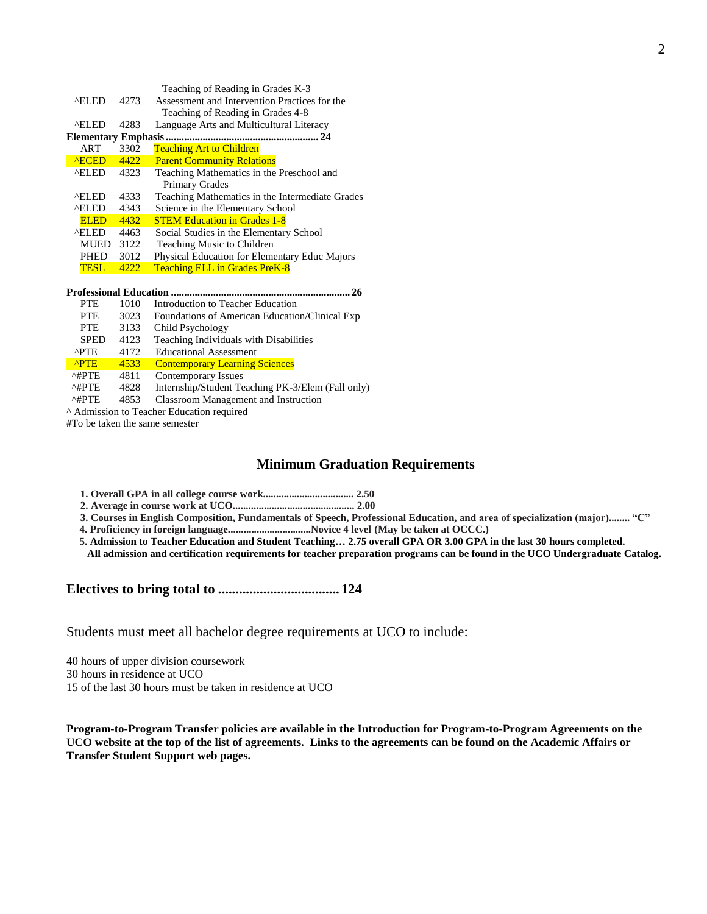| | | |
|---|---|---|
| | | Teaching of Reading in Grades K-3 |
| ^ELED | 4273 | Assessment and Intervention Practices for the Teaching of Reading in Grades 4-8 |
| ^ELED | 4283 | Language Arts and Multicultural Literacy |
| **Elementary Emphasis** | | **24** |
| ART | 3302 | Teaching Art to Children |
| ^ECED | 4422 | Parent Community Relations |
| ^ELED | 4323 | Teaching Mathematics in the Preschool and Primary Grades |
| ^ELED | 4333 | Teaching Mathematics in the Intermediate Grades |
| ^ELED | 4343 | Science in the Elementary School |
| ELED | 4432 | STEM Education in Grades 1-8 |
| ^ELED | 4463 | Social Studies in the Elementary School |
| MUED | 3122 | Teaching Music to Children |
| PHED | 3012 | Physical Education for Elementary Educ Majors |
| TESL | 4222 | Teaching ELL in Grades PreK-8 |
| **Professional Education** | | **26** |
| PTE | 1010 | Introduction to Teacher Education |
| PTE | 3023 | Foundations of American Education/Clinical Exp |
| PTE | 3133 | Child Psychology |
| SPED | 4123 | Teaching Individuals with Disabilities |
| ^PTE | 4172 | Educational Assessment |
| ^PTE | 4533 | Contemporary Learning Sciences |
| ^#PTE | 4811 | Contemporary Issues |
| ^#PTE | 4828 | Internship/Student Teaching PK-3/Elem (Fall only) |
| ^#PTE | 4853 | Classroom Management and Instruction |

^ Admission to Teacher Education required
#To be taken the same semester

## Minimum Graduation Requirements

1. **Overall GPA in all college course work.................................. 2.50**
2. **Average in course work at UCO............................................. 2.00**
3. **Courses in English Composition, Fundamentals of Speech, Professional Education, and area of specialization (major)........ "C"**
4. **Proficiency in foreign language...............................Novice 4 level (May be taken at OCCC.)**
5. **Admission to Teacher Education and Student Teaching… 2.75 overall GPA OR 3.00 GPA in the last 30 hours completed.**

**All admission and certification requirements for teacher preparation programs can be found in the UCO Undergraduate Catalog.**

## Electives to bring total to .................................. 124

Students must meet all bachelor degree requirements at UCO to include:

40 hours of upper division coursework
30 hours in residence at UCO
15 of the last 30 hours must be taken in residence at UCO

**Program-to-Program Transfer policies are available in the Introduction for Program-to-Program Agreements on the UCO website at the top of the list of agreements. Links to the agreements can be found on the Academic Affairs or Transfer Student Support web pages.**